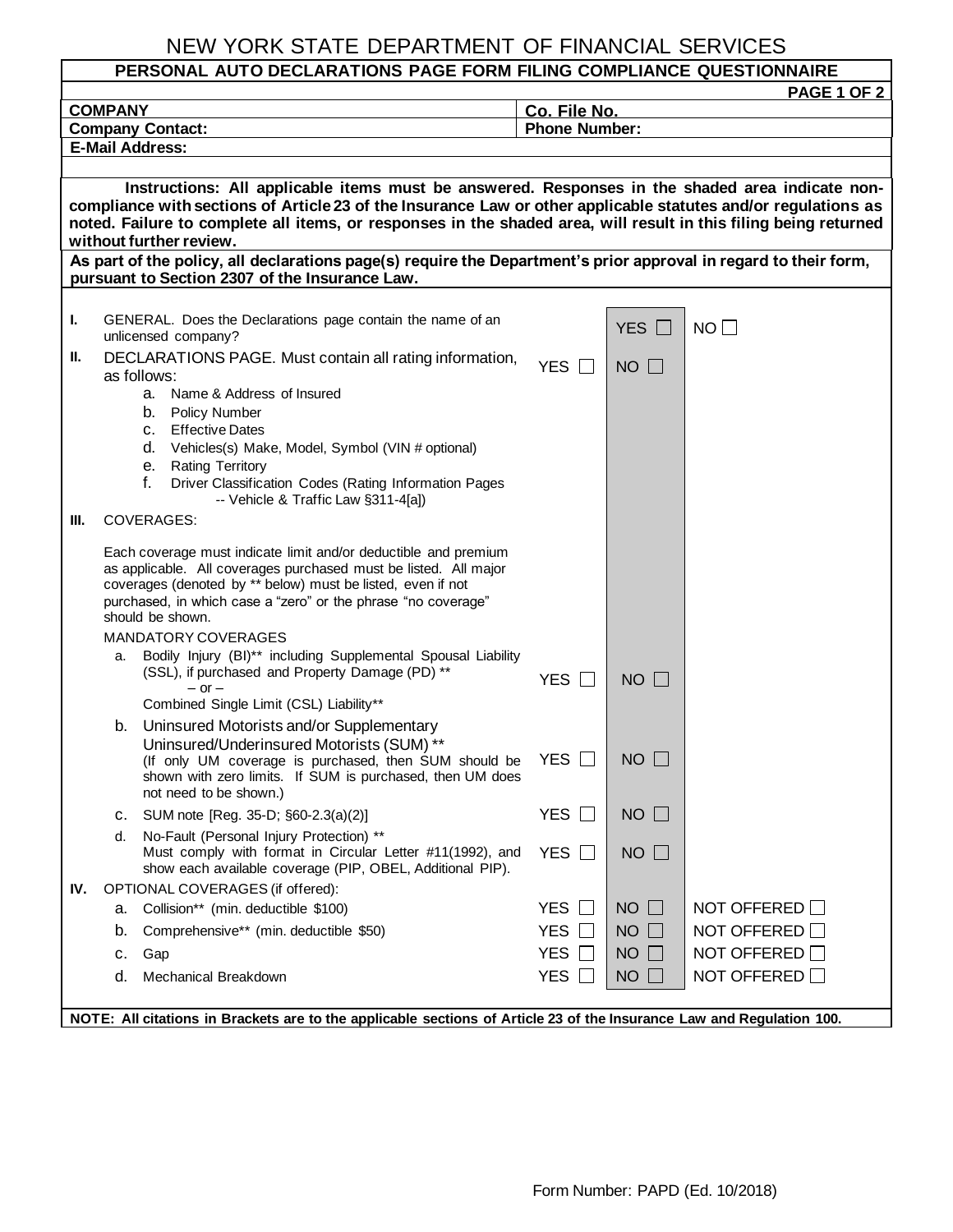# NEW YORK STATE DEPARTMENT OF FINANCIAL SERVICES

## PERSONAL AUTO DECLARATIONS PAGE FORM FILING COMPLIANCE QUESTIONNAIRE

**PAGE 1 OF 2**

| | |
|---|---|
| **COMPANY** | **Co. File No.** |
| **Company Contact:** | **Phone Number:** |
| **E-Mail Address:** | |

**Instructions: All applicable items must be answered. Responses in the shaded area indicate non-compliance with sections of Article 23 of the Insurance Law or other applicable statutes and/or regulations as noted. Failure to complete all items, or responses in the shaded area, will result in this filing being returned without further review.**

**As part of the policy, all declarations page(s) require the Department's prior approval in regard to their form, pursuant to Section 2307 of the Insurance Law.**

| | Item | | | |
|---|---|---|---|---|
| **I.** | GENERAL. Does the Declarations page contain the name of an unlicensed company? | | YES ☐ | NO ☐ |
| **II.** | DECLARATIONS PAGE. Must contain all rating information, as follows:<br>a. Name & Address of Insured<br>b. Policy Number<br>c. Effective Dates<br>d. Vehicles(s) Make, Model, Symbol (VIN # optional)<br>e. Rating Territory<br>f. Driver Classification Codes (Rating Information Pages -- Vehicle & Traffic Law §311-4[a]) | YES ☐ | NO ☐ | |
| **III.** | COVERAGES:<br><br>Each coverage must indicate limit and/or deductible and premium as applicable. All coverages purchased must be listed. All major coverages (denoted by ** below) must be listed, even if not purchased, in which case a "zero" or the phrase "no coverage" should be shown.<br><br>MANDATORY COVERAGES | | | |
| | a. Bodily Injury (BI)** including Supplemental Spousal Liability (SSL), if purchased and Property Damage (PD) **<br>– or –<br>Combined Single Limit (CSL) Liability** | YES ☐ | NO ☐ | |
| | b. Uninsured Motorists and/or Supplementary Uninsured/Underinsured Motorists (SUM) **<br>(If only UM coverage is purchased, then SUM should be shown with zero limits. If SUM is purchased, then UM does not need to be shown.) | YES ☐ | NO ☐ | |
| | c. SUM note [Reg. 35-D; §60-2.3(a)(2)] | YES ☐ | NO ☐ | |
| | d. No-Fault (Personal Injury Protection) **<br>Must comply with format in Circular Letter #11(1992), and show each available coverage (PIP, OBEL, Additional PIP). | YES ☐ | NO ☐ | |
| **IV.** | OPTIONAL COVERAGES (if offered): | | | |
| | a. Collision** (min. deductible $100) | YES ☐ | NO ☐ | NOT OFFERED ☐ |
| | b. Comprehensive** (min. deductible $50) | YES ☐ | NO ☐ | NOT OFFERED ☐ |
| | c. Gap | YES ☐ | NO ☐ | NOT OFFERED ☐ |
| | d. Mechanical Breakdown | YES ☐ | NO ☐ | NOT OFFERED ☐ |

**NOTE: All citations in Brackets are to the applicable sections of Article 23 of the Insurance Law and Regulation 100.**

Form Number: PAPD (Ed. 10/2018)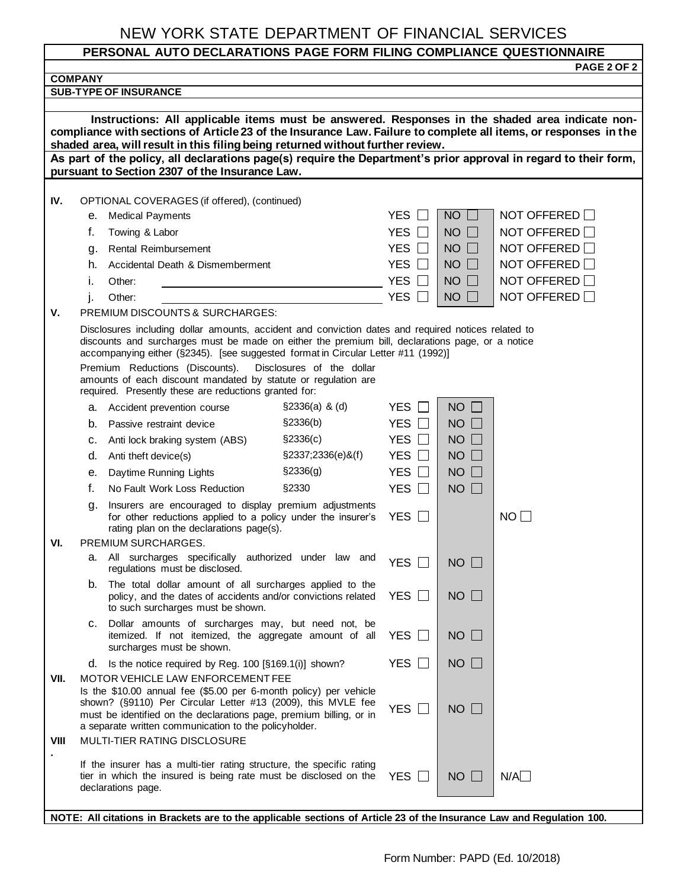# NEW YORK STATE DEPARTMENT OF FINANCIAL SERVICES

## PERSONAL AUTO DECLARATIONS PAGE FORM FILING COMPLIANCE QUESTIONNAIRE

**COMPANY**

**SUB-TYPE OF INSURANCE**

**Instructions: All applicable items must be answered. Responses in the shaded area indicate non-compliance with sections of Article 23 of the Insurance Law. Failure to complete all items, or responses in the shaded area, will result in this filing being returned without further review.**

**As part of the policy, all declarations page(s) require the Department's prior approval in regard to their form, pursuant to Section 2307 of the Insurance Law.**

**IV.** OPTIONAL COVERAGES (if offered), (continued)

| | | | | |
|---|---|---|---|---|
| e. | Medical Payments | YES ☐ | NO ☐ | NOT OFFERED ☐ |
| f. | Towing & Labor | YES ☐ | NO ☐ | NOT OFFERED ☐ |
| g. | Rental Reimbursement | YES ☐ | NO ☐ | NOT OFFERED ☐ |
| h. | Accidental Death & Dismemberment | YES ☐ | NO ☐ | NOT OFFERED ☐ |
| i. | Other: ____________________ | YES ☐ | NO ☐ | NOT OFFERED ☐ |
| j. | Other: ____________________ | YES ☐ | NO ☐ | NOT OFFERED ☐ |

**V.** PREMIUM DISCOUNTS & SURCHARGES:

Disclosures including dollar amounts, accident and conviction dates and required notices related to discounts and surcharges must be made on either the premium bill, declarations page, or a notice accompanying either (§2345). [see suggested format in Circular Letter #11 (1992)]

Premium Reductions (Discounts). Disclosures of the dollar amounts of each discount mandated by statute or regulation are required. Presently these are reductions granted for:

| | | | | | |
|---|---|---|---|---|---|
| a. | Accident prevention course | §2336(a) & (d) | YES ☐ | NO ☐ | |
| b. | Passive restraint device | §2336(b) | YES ☐ | NO ☐ | |
| c. | Anti lock braking system (ABS) | §2336(c) | YES ☐ | NO ☐ | |
| d. | Anti theft device(s) | §2337;2336(e)&(f) | YES ☐ | NO ☐ | |
| e. | Daytime Running Lights | §2336(g) | YES ☐ | NO ☐ | |
| f. | No Fault Work Loss Reduction | §2330 | YES ☐ | NO ☐ | |
| g. | Insurers are encouraged to display premium adjustments for other reductions applied to a policy under the insurer's rating plan on the declarations page(s). | | YES ☐ | | NO ☐ |

**VI.** PREMIUM SURCHARGES.

| | | | |
|---|---|---|---|
| a. | All surcharges specifically authorized under law and regulations must be disclosed. | YES ☐ | NO ☐ |
| b. | The total dollar amount of all surcharges applied to the policy, and the dates of accidents and/or convictions related to such surcharges must be shown. | YES ☐ | NO ☐ |
| c. | Dollar amounts of surcharges may, but need not, be itemized. If not itemized, the aggregate amount of all surcharges must be shown. | YES ☐ | NO ☐ |
| d. | Is the notice required by Reg. 100 [§169.1(i)] shown? | YES ☐ | NO ☐ |

**VII.** MOTOR VEHICLE LAW ENFORCEMENT FEE

| | | |
|---|---|---|
| Is the $10.00 annual fee ($5.00 per 6-month policy) per vehicle shown? (§9110) Per Circular Letter #13 (2009), this MVLE fee must be identified on the declarations page, premium billing, or in a separate written communication to the policyholder. | YES ☐ | NO ☐ |

**VIII.** MULTI-TIER RATING DISCLOSURE

| | | | |
|---|---|---|---|
| If the insurer has a multi-tier rating structure, the specific rating tier in which the insured is being rate must be disclosed on the declarations page. | YES ☐ | NO ☐ | N/A☐ |

**NOTE: All citations in Brackets are to the applicable sections of Article 23 of the Insurance Law and Regulation 100.**

Form Number: PAPD (Ed. 10/2018)